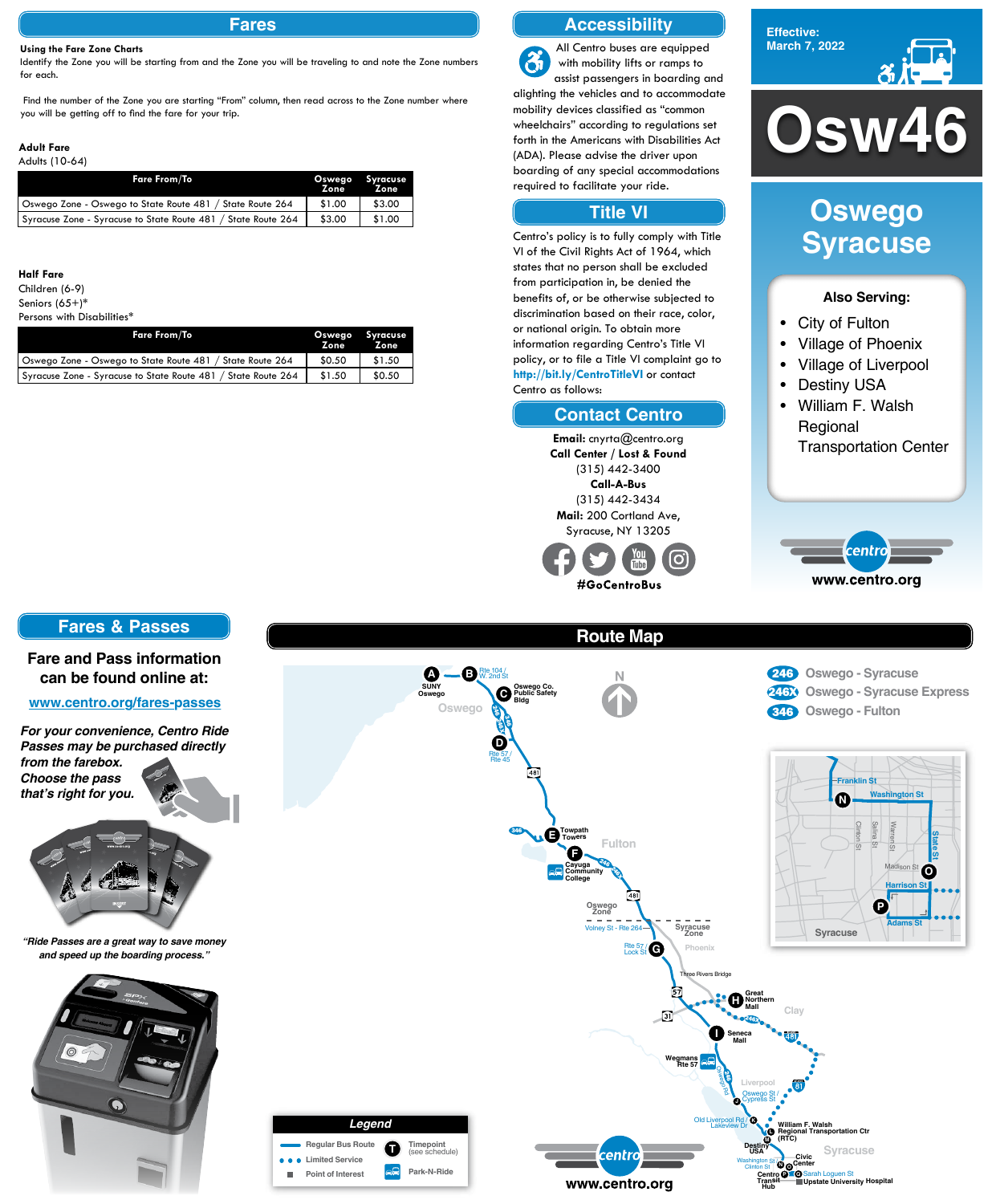## Fares

**Using the Fare Zone Charts**
Identify the Zone you will be starting from and the Zone you will be traveling to and note the Zone numbers for each.

Find the number of the Zone you are starting "From" column, then read across to the Zone number where you will be getting off to find the fare for your trip.

**Adult Fare**
Adults (10-64)

| Fare From/To | Oswego Zone | Syracuse Zone |
|---|---|---|
| Oswego Zone - Oswego to State Route 481 / State Route 264 | $1.00 | $3.00 |
| Syracuse Zone - Syracuse to State Route 481 / State Route 264 | $3.00 | $1.00 |

**Half Fare**
Children (6-9)
Seniors (65+)*
Persons with Disabilities*

| Fare From/To | Oswego Zone | Syracuse Zone |
|---|---|---|
| Oswego Zone - Oswego to State Route 481 / State Route 264 | $0.50 | $1.50 |
| Syracuse Zone - Syracuse to State Route 481 / State Route 264 | $1.50 | $0.50 |

## Accessibility

All Centro buses are equipped with mobility lifts or ramps to assist passengers in boarding and alighting the vehicles and to accommodate mobility devices classified as "common wheelchairs" according to regulations set forth in the Americans with Disabilities Act (ADA). Please advise the driver upon boarding of any special accommodations required to facilitate your ride.

## Title VI

Centro's policy is to fully comply with Title VI of the Civil Rights Act of 1964, which states that no person shall be excluded from participation in, be denied the benefits of, or be otherwise subjected to discrimination based on their race, color, or national origin. To obtain more information regarding Centro's Title VI policy, or to file a Title VI complaint go to **http://bit.ly/CentroTitleVI** or contact Centro as follows:

## Contact Centro

**Email:** cnyrta@centro.org
**Call Center / Lost & Found**
(315) 442-3400
**Call-A-Bus**
(315) 442-3434
**Mail:** 200 Cortland Ave, Syracuse, NY 13205

#GoCentroBus

Effective: March 7, 2022

# Osw46

## Oswego Syracuse

**Also Serving:**
- City of Fulton
- Village of Phoenix
- Village of Liverpool
- Destiny USA
- William F. Walsh Regional Transportation Center

www.centro.org

## Fares & Passes

**Fare and Pass information can be found online at:**

**www.centro.org/fares-passes**

***For your convenience, Centro Ride Passes may be purchased directly from the farebox. Choose the pass that's right for you.***

*"Ride Passes are a great way to save money and speed up the boarding process."*

## Route Map

246 Oswego - Syracuse
246X Oswego - Syracuse Express
346 Oswego - Fulton

A SUNY Oswego
B Rte 104 / W. 2nd St
C Oswego Co. Public Safety Bldg
D Rte 57 / Rte 45
E Towpath Towers
F Cayuga Community College
G Rte 57 / Lock St
H Great Northern Mall
I Seneca Mall
J Oswego St / Cypress St
K Old Liverpool Rd / Lakeview Dr
L William F. Walsh Regional Transportation Ctr (RTC)
M Destiny USA
N Washington St / Clinton St
O Civic Center
P Centro Transit Hub
Q Sarah Loguen St

Oswego Zone | Syracuse Zone (Volney St - Rte 264)

**Legend**
- Regular Bus Route
- Limited Service
- Point of Interest
- Timepoint (see schedule)
- Park-N-Ride

www.centro.org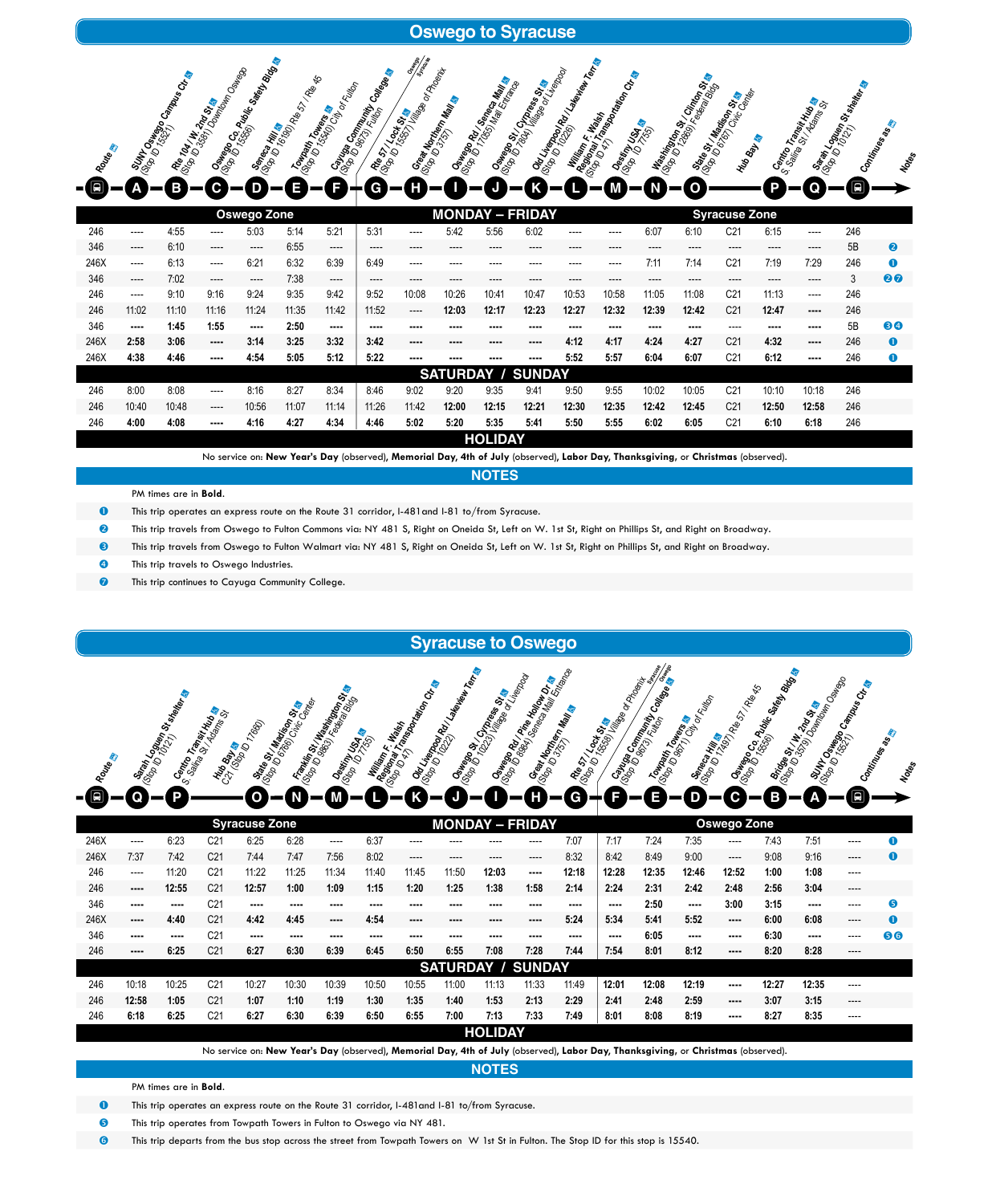# Oswego to Syracuse

| Route | A SUNY Oswego Campus Ctr (Stop ID 15521) | B Rte 104 / W. 2nd St (Stop ID 3581) Downtown Oswego | C Oswego Co. Public Safety Bldg (Stop ID 15556) | D Seneca Hill (Stop ID 6190) Rte 57 / Rte 45 | E Towpath Towers (Stop ID 15540) City of Fulton | F Cayuga Community College (Stop ID 9673) Fulton | G Rte 57 / Lock St (Stop ID 15557) Village of Phoenix | H Great Northern Mall (Stop ID 3757) | I Oswego Rd / Seneca Mall (Stop ID 11055) Mall Entrance | J Oswego St / Cypress St (Stop ID 7804) Village of Liverpool | K Old Liverpool Rd / Lakeview Terr (Stop ID 10226) | L William F. Walsh Regional Transportation Ctr (Stop ID 47) | M Destiny USA (Stop ID 7755) | N Washington St / Clinton St (Stop ID 12869) Federal Bldg | O State St / Madison St (Stop ID 6767) Civic Center | Hub Bay | P Centro Transit Hub S. Salina St / Adams St | Q Sarah Loguen St shelter (Stop ID 10121) | Continues as | Notes |
|---|---|---|---|---|---|---|---|---|---|---|---|---|---|---|---|---|---|---|---|---|
| | Oswego Zone | | | | | | MONDAY – FRIDAY | | | | | | | Syracuse Zone | | | | | | |
| 246 | ---- | 4:55 | ---- | 5:03 | 5:14 | 5:21 | 5:31 | ---- | 5:42 | 5:56 | 6:02 | ---- | ---- | 6:07 | 6:10 | C21 | 6:15 | ---- | 246 | |
| 346 | ---- | 6:10 | ---- | ---- | 6:55 | ---- | ---- | ---- | ---- | ---- | ---- | ---- | ---- | ---- | ---- | ---- | ---- | ---- | 5B | 2 |
| 246X | ---- | 6:13 | ---- | 6:21 | 6:32 | 6:39 | 6:49 | ---- | ---- | ---- | ---- | ---- | ---- | 7:11 | 7:14 | C21 | 7:19 | 7:29 | 246 | 1 |
| 346 | ---- | 7:02 | ---- | ---- | 7:38 | ---- | ---- | ---- | ---- | ---- | ---- | ---- | ---- | ---- | ---- | ---- | ---- | ---- | 3 | 2 7 |
| 246 | ---- | 9:10 | 9:16 | 9:24 | 9:35 | 9:42 | 9:52 | 10:08 | 10:26 | 10:41 | 10:47 | 10:53 | 10:58 | 11:05 | 11:08 | C21 | 11:13 | ---- | 246 | |
| 246 | 11:02 | 11:10 | 11:16 | 11:24 | 11:35 | 11:42 | 11:52 | ---- | **12:03** | **12:17** | **12:23** | **12:27** | **12:32** | **12:39** | **12:42** | C21 | **12:47** | ---- | 246 | |
| 346 | ---- | **1:45** | **1:55** | ---- | **2:50** | ---- | ---- | ---- | ---- | ---- | ---- | ---- | ---- | ---- | ---- | ---- | ---- | ---- | 5B | 3 4 |
| 246X | **2:58** | **3:06** | ---- | **3:14** | **3:25** | **3:32** | **3:42** | ---- | ---- | ---- | ---- | **4:12** | **4:17** | **4:24** | **4:27** | C21 | **4:32** | ---- | 246 | 1 |
| 246X | **4:38** | **4:46** | ---- | **4:54** | **5:05** | **5:12** | **5:22** | ---- | ---- | ---- | ---- | **5:52** | **5:57** | **6:04** | **6:07** | C21 | **6:12** | ---- | 246 | 1 |
| | | | | | | | SATURDAY / SUNDAY | | | | | | | | | | | | | |
| 246 | 8:00 | 8:08 | ---- | 8:16 | 8:27 | 8:34 | 8:46 | 9:02 | 9:20 | 9:35 | 9:41 | 9:50 | 9:55 | 10:02 | 10:05 | C21 | 10:10 | 10:18 | 246 | |
| 246 | 10:40 | 10:48 | ---- | 10:56 | 11:07 | 11:14 | 11:26 | 11:42 | **12:00** | **12:15** | **12:21** | **12:30** | **12:35** | **12:42** | **12:45** | C21 | **12:50** | **12:58** | 246 | |
| 246 | **4:00** | **4:08** | ---- | **4:16** | **4:27** | **4:34** | **4:46** | **5:02** | **5:20** | **5:35** | **5:41** | **5:50** | **5:55** | **6:02** | **6:05** | C21 | **6:10** | **6:18** | 246 | |

## HOLIDAY

No service on: **New Year's Day** (observed), **Memorial Day, 4th of July** (observed), **Labor Day, Thanksgiving,** or **Christmas** (observed).

## NOTES

PM times are in **Bold**.

1. This trip operates an express route on the Route 31 corridor, I-481and I-81 to/from Syracuse.
2. This trip travels from Oswego to Fulton Commons via: NY 481 S, Right on Oneida St, Left on W. 1st St, Right on Phillips St, and Right on Broadway.
3. This trip travels from Oswego to Fulton Walmart via: NY 481 S, Right on Oneida St, Left on W. 1st St, Right on Phillips St, and Right on Broadway.
4. This trip travels to Oswego Industries.
7. This trip continues to Cayuga Community College.

# Syracuse to Oswego

| Route | Q Sarah Loguen St shelter (Stop ID 10121) | P Centro Transit Hub S. Salina St / Adams St | Hub Bay C21 (Stop ID 17660) | O State St / Madison St (Stop ID 6766) Civic Center | N Franklin St / Washington St (Stop ID 9853) Federal Bldg | M Destiny USA (Stop ID 7755) | L William F. Walsh Regional Transportation Ctr (Stop ID 47) | K Old Liverpool Rd / Lakeview Terr (Stop ID 10222) | J Oswego St / Cypress St (Stop ID 10223) Village of Liverpool | I Oswego Rd / Pine Hollow Dr (Stop ID 6984) Seneca Mall Entrance | H Great Northern Mall (Stop ID 3757) | G Rte 57 / Lock St (Stop ID 15558) Village of Phoenix | F Cayuga Community College (Stop ID 9673) Fulton | E Towpath Towers (Stop ID 9671) City of Fulton | D Seneca Hill (Stop ID 17497) Rte 57 / Rte 45 | C Oswego Co. Public Safety Bldg (Stop ID 15556) | B Bridge St / W. 2nd St (Stop ID 3579) Downtown Oswego | A SUNY Oswego Campus Ctr (Stop ID 15521) | Continues as | Notes |
|---|---|---|---|---|---|---|---|---|---|---|---|---|---|---|---|---|---|---|---|---|
| | Syracuse Zone | | | | | | MONDAY – FRIDAY | | | | | | | Oswego Zone | | | | | | |
| 246X | ---- | 6:23 | C21 | 6:25 | 6:28 | ---- | 6:37 | ---- | ---- | ---- | ---- | 7:07 | 7:17 | 7:24 | 7:35 | ---- | 7:43 | 7:51 | ---- | 1 |
| 246X | 7:37 | 7:42 | C21 | 7:44 | 7:47 | 7:56 | 8:02 | ---- | ---- | ---- | ---- | 8:32 | 8:42 | 8:49 | 9:00 | ---- | 9:08 | 9:16 | ---- | 1 |
| 246 | ---- | 11:20 | C21 | 11:22 | 11:25 | 11:34 | 11:40 | 11:45 | 11:50 | **12:03** | ---- | **12:18** | **12:28** | **12:35** | **12:46** | **12:52** | **1:00** | **1:08** | ---- | |
| 246 | ---- | **12:55** | C21 | **12:57** | **1:00** | **1:09** | **1:15** | **1:20** | **1:25** | **1:38** | **1:58** | **2:14** | **2:24** | **2:31** | **2:42** | **2:48** | **2:56** | **3:04** | ---- | |
| 346 | ---- | ---- | C21 | ---- | ---- | ---- | ---- | ---- | ---- | ---- | ---- | ---- | ---- | **2:50** | ---- | **3:00** | **3:15** | ---- | ---- | 5 |
| 246X | ---- | **4:40** | C21 | **4:42** | **4:45** | ---- | **4:54** | ---- | ---- | ---- | ---- | **5:24** | **5:34** | **5:41** | **5:52** | ---- | **6:00** | **6:08** | ---- | 1 |
| 346 | ---- | ---- | C21 | ---- | ---- | ---- | ---- | ---- | ---- | ---- | ---- | ---- | ---- | **6:05** | ---- | ---- | **6:30** | ---- | ---- | 5 6 |
| 246 | ---- | **6:25** | C21 | **6:27** | **6:30** | **6:39** | **6:45** | **6:50** | **6:55** | **7:08** | **7:28** | **7:44** | **7:54** | **8:01** | **8:12** | ---- | **8:20** | **8:28** | ---- | |
| | | | | | | | SATURDAY / SUNDAY | | | | | | | | | | | | | |
| 246 | 10:18 | 10:25 | C21 | 10:27 | 10:30 | 10:39 | 10:50 | 10:55 | 11:00 | 11:13 | 11:33 | 11:49 | **12:01** | **12:08** | **12:19** | ---- | **12:27** | **12:35** | ---- | |
| 246 | **12:58** | **1:05** | C21 | **1:07** | **1:10** | **1:19** | **1:30** | **1:35** | **1:40** | **1:53** | **2:13** | **2:29** | **2:41** | **2:48** | **2:59** | ---- | **3:07** | **3:15** | ---- | |
| 246 | **6:18** | **6:25** | C21 | **6:27** | **6:30** | **6:39** | **6:50** | **6:55** | **7:00** | **7:13** | **7:33** | **7:49** | **8:01** | **8:08** | **8:19** | ---- | **8:27** | **8:35** | ---- | |

## HOLIDAY

No service on: **New Year's Day** (observed), **Memorial Day, 4th of July** (observed), **Labor Day, Thanksgiving,** or **Christmas** (observed).

## NOTES

PM times are in **Bold**.

1. This trip operates an express route on the Route 31 corridor, I-481and I-81 to/from Syracuse.
5. This trip operates from Towpath Towers in Fulton to Oswego via NY 481.
6. This trip departs from the bus stop across the street from Towpath Towers on W 1st St in Fulton. The Stop ID for this stop is 15540.